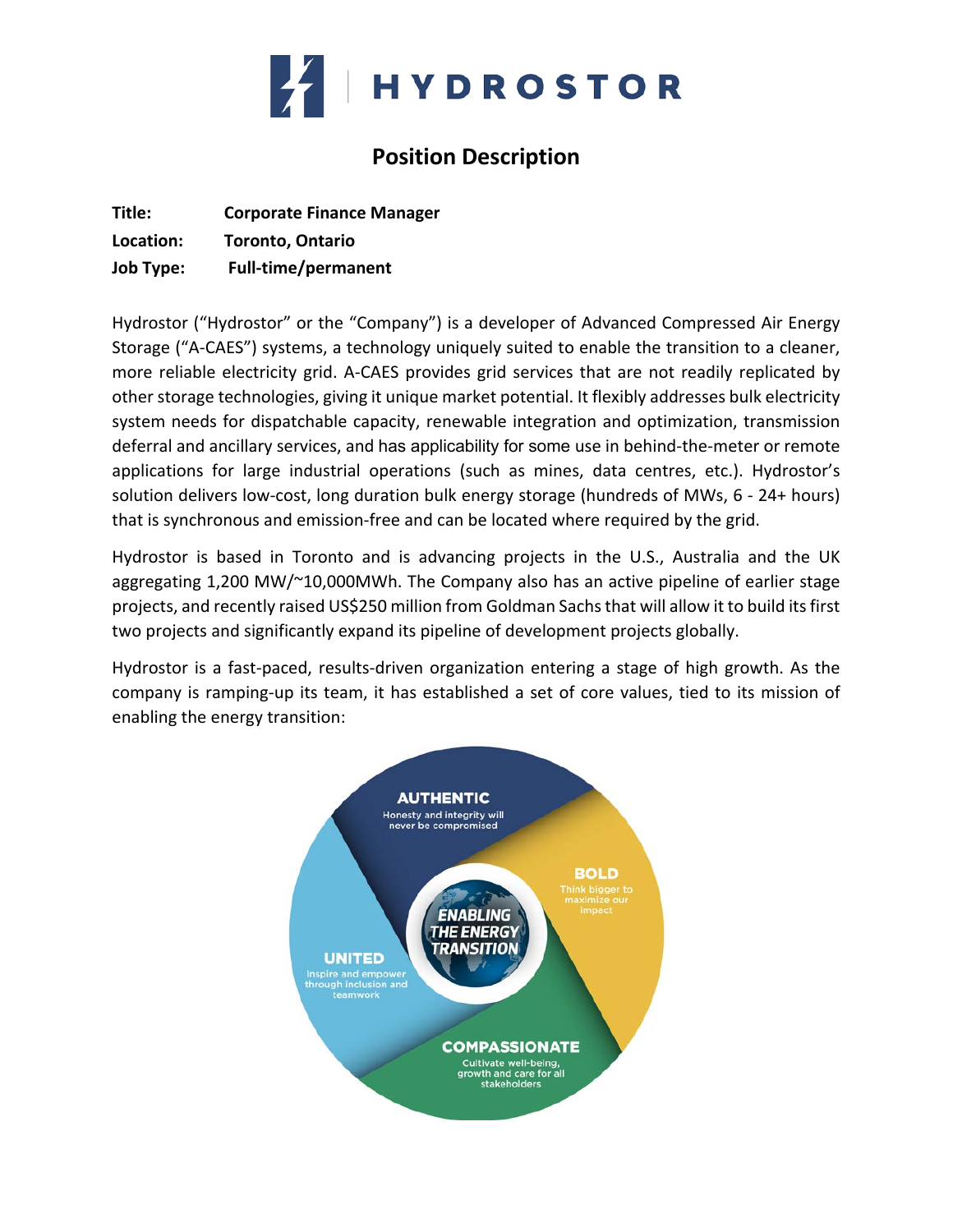# HYDROSTOR

## Position Description

**Title:** Corporate Finance Manager

**Location:** Toronto, Ontario

**Job Type:** Full-time/permanent

Hydrostor ("Hydrostor" or the "Company") is a developer of Advanced Compressed Air Energy Storage ("A-CAES") systems, a technology uniquely suited to enable the transition to a cleaner, more reliable electricity grid. A-CAES provides grid services that are not readily replicated by other storage technologies, giving it unique market potential. It flexibly addresses bulk electricity system needs for dispatchable capacity, renewable integration and optimization, transmission deferral and ancillary services, and has applicability for some use in behind-the-meter or remote applications for large industrial operations (such as mines, data centres, etc.). Hydrostor's solution delivers low-cost, long duration bulk energy storage (hundreds of MWs, 6 - 24+ hours) that is synchronous and emission-free and can be located where required by the grid.

Hydrostor is based in Toronto and is advancing projects in the U.S., Australia and the UK aggregating 1,200 MW/~10,000MWh. The Company also has an active pipeline of earlier stage projects, and recently raised US$250 million from Goldman Sachs that will allow it to build its first two projects and significantly expand its pipeline of development projects globally.

Hydrostor is a fast-paced, results-driven organization entering a stage of high growth. As the company is ramping-up its team, it has established a set of core values, tied to its mission of enabling the energy transition:

**ENABLING THE ENERGY TRANSITION**

- **AUTHENTIC** – Honesty and integrity will never be compromised
- **BOLD** – Think bigger to maximize our impact
- **COMPASSIONATE** – Cultivate well-being, growth and care for all stakeholders
- **UNITED** – Inspire and empower through inclusion and teamwork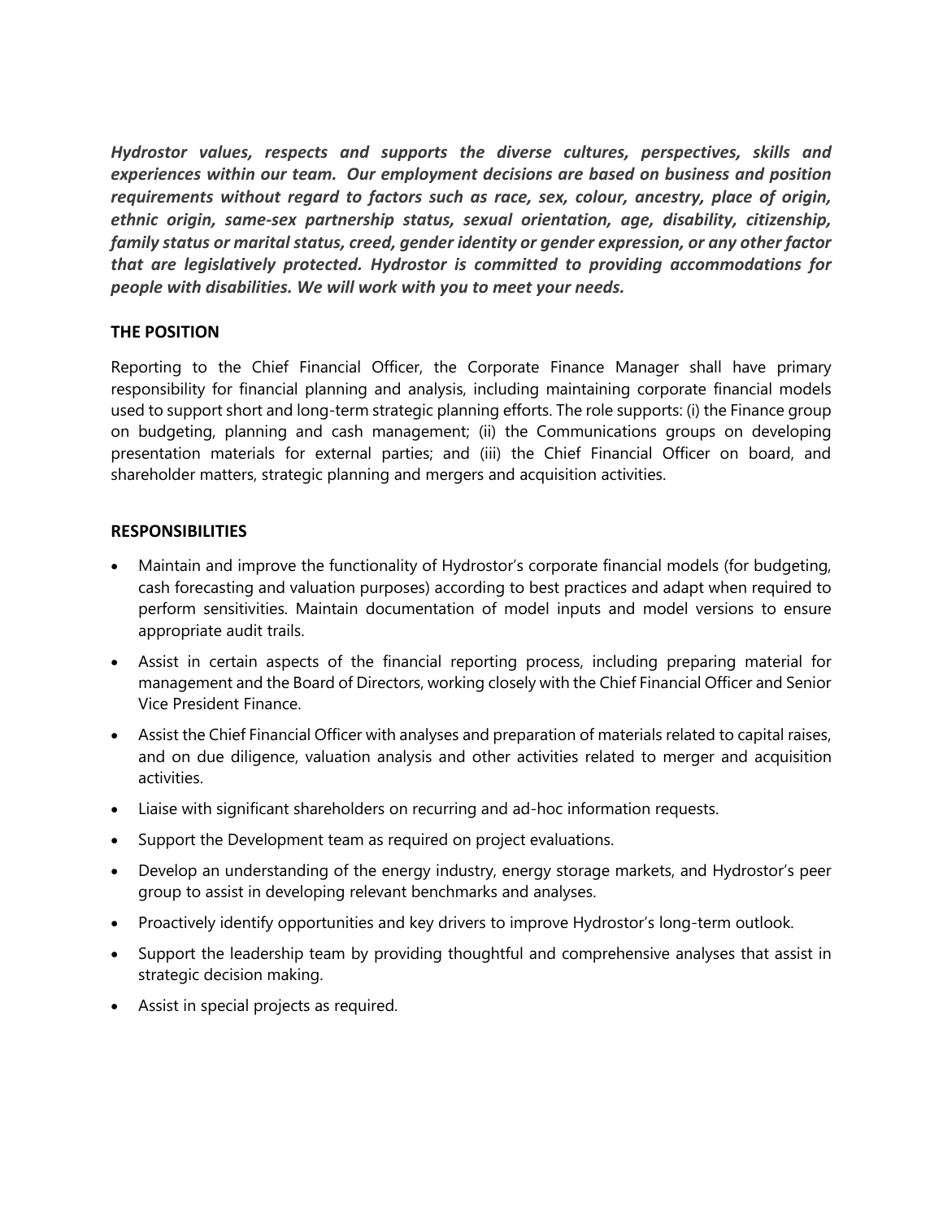***Hydrostor values, respects and supports the diverse cultures, perspectives, skills and experiences within our team. Our employment decisions are based on business and position requirements without regard to factors such as race, sex, colour, ancestry, place of origin, ethnic origin, same-sex partnership status, sexual orientation, age, disability, citizenship, family status or marital status, creed, gender identity or gender expression, or any other factor that are legislatively protected. Hydrostor is committed to providing accommodations for people with disabilities. We will work with you to meet your needs.***

## THE POSITION

Reporting to the Chief Financial Officer, the Corporate Finance Manager shall have primary responsibility for financial planning and analysis, including maintaining corporate financial models used to support short and long-term strategic planning efforts. The role supports: (i) the Finance group on budgeting, planning and cash management; (ii) the Communications groups on developing presentation materials for external parties; and (iii) the Chief Financial Officer on board, and shareholder matters, strategic planning and mergers and acquisition activities.

## RESPONSIBILITIES

- Maintain and improve the functionality of Hydrostor's corporate financial models (for budgeting, cash forecasting and valuation purposes) according to best practices and adapt when required to perform sensitivities. Maintain documentation of model inputs and model versions to ensure appropriate audit trails.
- Assist in certain aspects of the financial reporting process, including preparing material for management and the Board of Directors, working closely with the Chief Financial Officer and Senior Vice President Finance.
- Assist the Chief Financial Officer with analyses and preparation of materials related to capital raises, and on due diligence, valuation analysis and other activities related to merger and acquisition activities.
- Liaise with significant shareholders on recurring and ad-hoc information requests.
- Support the Development team as required on project evaluations.
- Develop an understanding of the energy industry, energy storage markets, and Hydrostor's peer group to assist in developing relevant benchmarks and analyses.
- Proactively identify opportunities and key drivers to improve Hydrostor's long-term outlook.
- Support the leadership team by providing thoughtful and comprehensive analyses that assist in strategic decision making.
- Assist in special projects as required.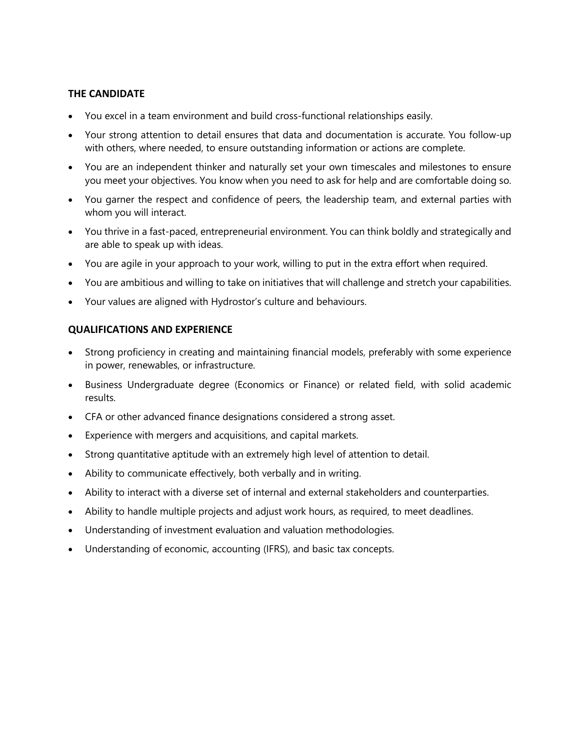## THE CANDIDATE

- You excel in a team environment and build cross-functional relationships easily.
- Your strong attention to detail ensures that data and documentation is accurate. You follow-up with others, where needed, to ensure outstanding information or actions are complete.
- You are an independent thinker and naturally set your own timescales and milestones to ensure you meet your objectives. You know when you need to ask for help and are comfortable doing so.
- You garner the respect and confidence of peers, the leadership team, and external parties with whom you will interact.
- You thrive in a fast-paced, entrepreneurial environment. You can think boldly and strategically and are able to speak up with ideas.
- You are agile in your approach to your work, willing to put in the extra effort when required.
- You are ambitious and willing to take on initiatives that will challenge and stretch your capabilities.
- Your values are aligned with Hydrostor's culture and behaviours.

## QUALIFICATIONS AND EXPERIENCE

- Strong proficiency in creating and maintaining financial models, preferably with some experience in power, renewables, or infrastructure.
- Business Undergraduate degree (Economics or Finance) or related field, with solid academic results.
- CFA or other advanced finance designations considered a strong asset.
- Experience with mergers and acquisitions, and capital markets.
- Strong quantitative aptitude with an extremely high level of attention to detail.
- Ability to communicate effectively, both verbally and in writing.
- Ability to interact with a diverse set of internal and external stakeholders and counterparties.
- Ability to handle multiple projects and adjust work hours, as required, to meet deadlines.
- Understanding of investment evaluation and valuation methodologies.
- Understanding of economic, accounting (IFRS), and basic tax concepts.